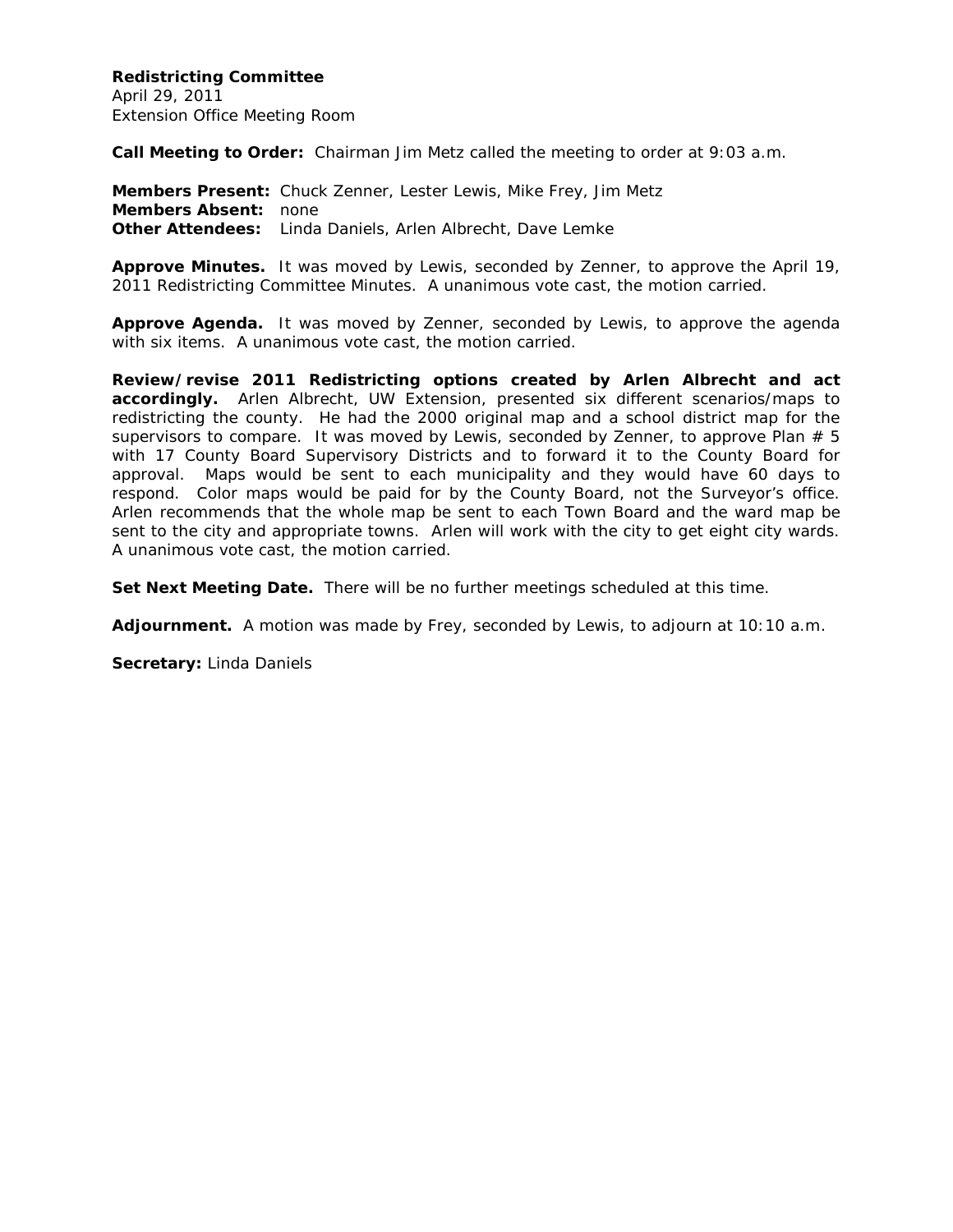**Redistricting Committee**
April 29, 2011
Extension Office Meeting Room

**Call Meeting to Order:** Chairman Jim Metz called the meeting to order at 9:03 a.m.

**Members Present:** Chuck Zenner, Lester Lewis, Mike Frey, Jim Metz
**Members Absent:** none
**Other Attendees:** Linda Daniels, Arlen Albrecht, Dave Lemke

**Approve Minutes.** It was moved by Lewis, seconded by Zenner, to approve the April 19, 2011 Redistricting Committee Minutes. A unanimous vote cast, the motion carried.

**Approve Agenda.** It was moved by Zenner, seconded by Lewis, to approve the agenda with six items. A unanimous vote cast, the motion carried.

**Review/revise 2011 Redistricting options created by Arlen Albrecht and act accordingly.** Arlen Albrecht, UW Extension, presented six different scenarios/maps to redistricting the county. He had the 2000 original map and a school district map for the supervisors to compare. It was moved by Lewis, seconded by Zenner, to approve Plan # 5 with 17 County Board Supervisory Districts and to forward it to the County Board for approval. Maps would be sent to each municipality and they would have 60 days to respond. Color maps would be paid for by the County Board, not the Surveyor's office. Arlen recommends that the whole map be sent to each Town Board and the ward map be sent to the city and appropriate towns. Arlen will work with the city to get eight city wards. A unanimous vote cast, the motion carried.

**Set Next Meeting Date.** There will be no further meetings scheduled at this time.

**Adjournment.** A motion was made by Frey, seconded by Lewis, to adjourn at 10:10 a.m.

**Secretary:** Linda Daniels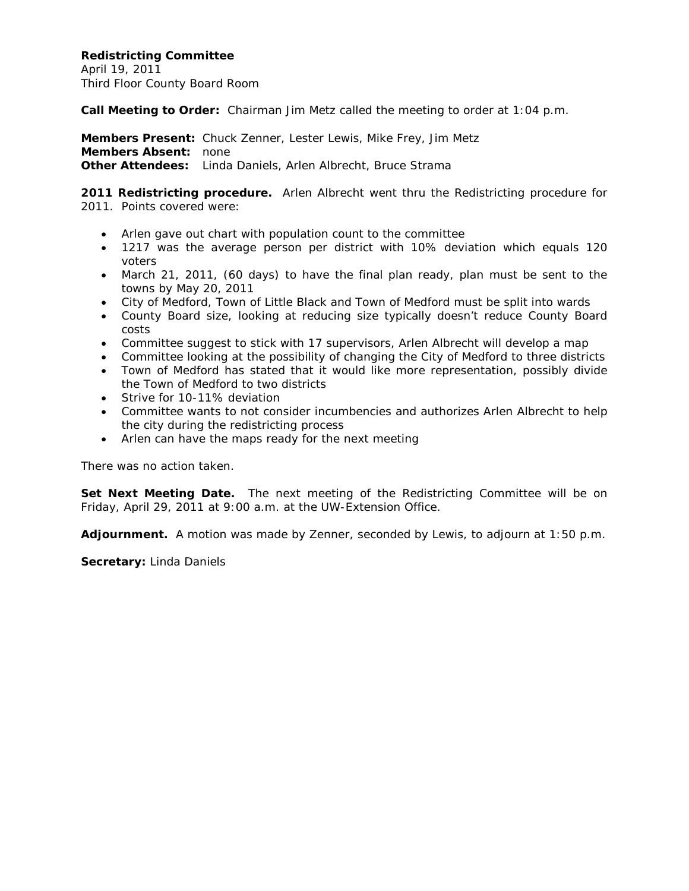**Redistricting Committee**
April 19, 2011
Third Floor County Board Room

**Call Meeting to Order:** Chairman Jim Metz called the meeting to order at 1:04 p.m.

**Members Present:** Chuck Zenner, Lester Lewis, Mike Frey, Jim Metz
**Members Absent:** none
**Other Attendees:** Linda Daniels, Arlen Albrecht, Bruce Strama

**2011 Redistricting procedure.** Arlen Albrecht went thru the Redistricting procedure for 2011. Points covered were:

- Arlen gave out chart with population count to the committee
- 1217 was the average person per district with 10% deviation which equals 120 voters
- March 21, 2011, (60 days) to have the final plan ready, plan must be sent to the towns by May 20, 2011
- City of Medford, Town of Little Black and Town of Medford must be split into wards
- County Board size, looking at reducing size typically doesn't reduce County Board costs
- Committee suggest to stick with 17 supervisors, Arlen Albrecht will develop a map
- Committee looking at the possibility of changing the City of Medford to three districts
- Town of Medford has stated that it would like more representation, possibly divide the Town of Medford to two districts
- Strive for 10-11% deviation
- Committee wants to not consider incumbencies and authorizes Arlen Albrecht to help the city during the redistricting process
- Arlen can have the maps ready for the next meeting

There was no action taken.

**Set Next Meeting Date.** The next meeting of the Redistricting Committee will be on Friday, April 29, 2011 at 9:00 a.m. at the UW-Extension Office.

**Adjournment.** A motion was made by Zenner, seconded by Lewis, to adjourn at 1:50 p.m.

**Secretary:** Linda Daniels